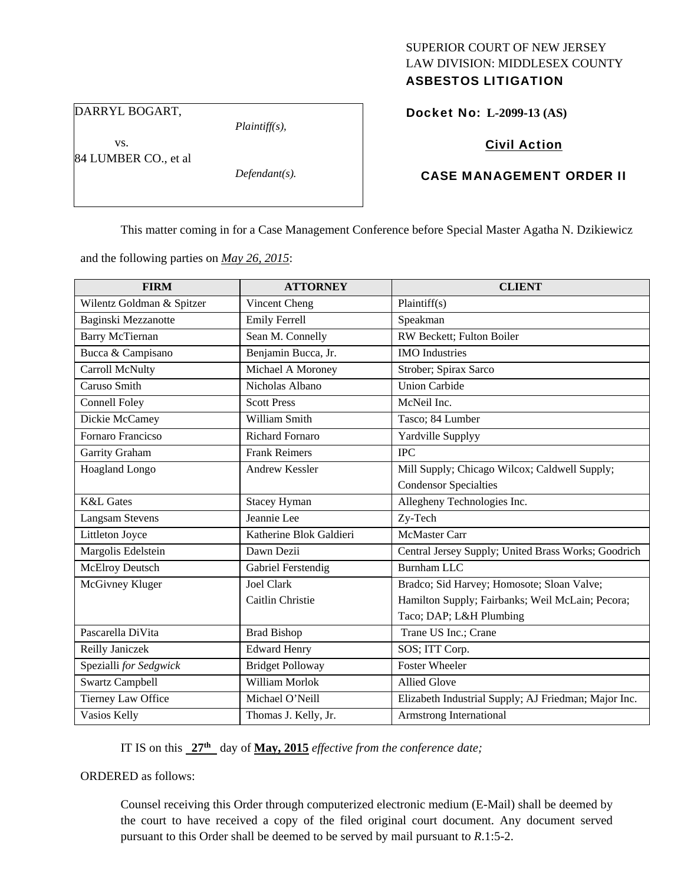SUPERIOR COURT OF NEW JERSEY
LAW DIVISION: MIDDLESEX COUNTY
**ASBESTOS LITIGATION**

| DARRYL BOGART, *Plaintiff(s),* vs. 84 LUMBER CO., et al *Defendant(s).* |
|---|

**Docket No: L-2099-13 (AS)**

**Civil Action**

**CASE MANAGEMENT ORDER II**

This matter coming in for a Case Management Conference before Special Master Agatha N. Dzikiewicz and the following parties on *May 26, 2015*:

| FIRM | ATTORNEY | CLIENT |
|---|---|---|
| Wilentz Goldman & Spitzer | Vincent Cheng | Plaintiff(s) |
| Baginski Mezzanotte | Emily Ferrell | Speakman |
| Barry McTiernan | Sean M. Connelly | RW Beckett; Fulton Boiler |
| Bucca & Campisano | Benjamin Bucca, Jr. | IMO Industries |
| Carroll McNulty | Michael A Moroney | Strober; Spirax Sarco |
| Caruso Smith | Nicholas Albano | Union Carbide |
| Connell Foley | Scott Press | McNeil Inc. |
| Dickie McCamey | William Smith | Tasco; 84 Lumber |
| Fornaro Francicso | Richard Fornaro | Yardville Supplyy |
| Garrity Graham | Frank Reimers | IPC |
| Hoagland Longo | Andrew Kessler | Mill Supply; Chicago Wilcox; Caldwell Supply; Condensor Specialties |
| K&L Gates | Stacey Hyman | Allegheny Technologies Inc. |
| Langsam Stevens | Jeannie Lee | Zy-Tech |
| Littleton Joyce | Katherine Blok Galdieri | McMaster Carr |
| Margolis Edelstein | Dawn Dezii | Central Jersey Supply; United Brass Works; Goodrich |
| McElroy Deutsch | Gabriel Ferstendig | Burnham LLC |
| McGivney Kluger | Joel Clark<br>Caitlin Christie | Bradco; Sid Harvey; Homosote; Sloan Valve; Hamilton Supply; Fairbanks; Weil McLain; Pecora; Taco; DAP; L&H Plumbing |
| Pascarella DiVita | Brad Bishop | Trane US Inc.; Crane |
| Reilly Janiczek | Edward Henry | SOS; ITT Corp. |
| Spezialli *for Sedgwick* | Bridget Polloway | Foster Wheeler |
| Swartz Campbell | William Morlok | Allied Glove |
| Tierney Law Office | Michael O'Neill | Elizabeth Industrial Supply; AJ Friedman; Major Inc. |
| Vasios Kelly | Thomas J. Kelly, Jr. | Armstrong International |

IT IS on this **27th** day of **May, 2015** *effective from the conference date;*

ORDERED as follows:

Counsel receiving this Order through computerized electronic medium (E-Mail) shall be deemed by the court to have received a copy of the filed original court document. Any document served pursuant to this Order shall be deemed to be served by mail pursuant to *R*.1:5-2.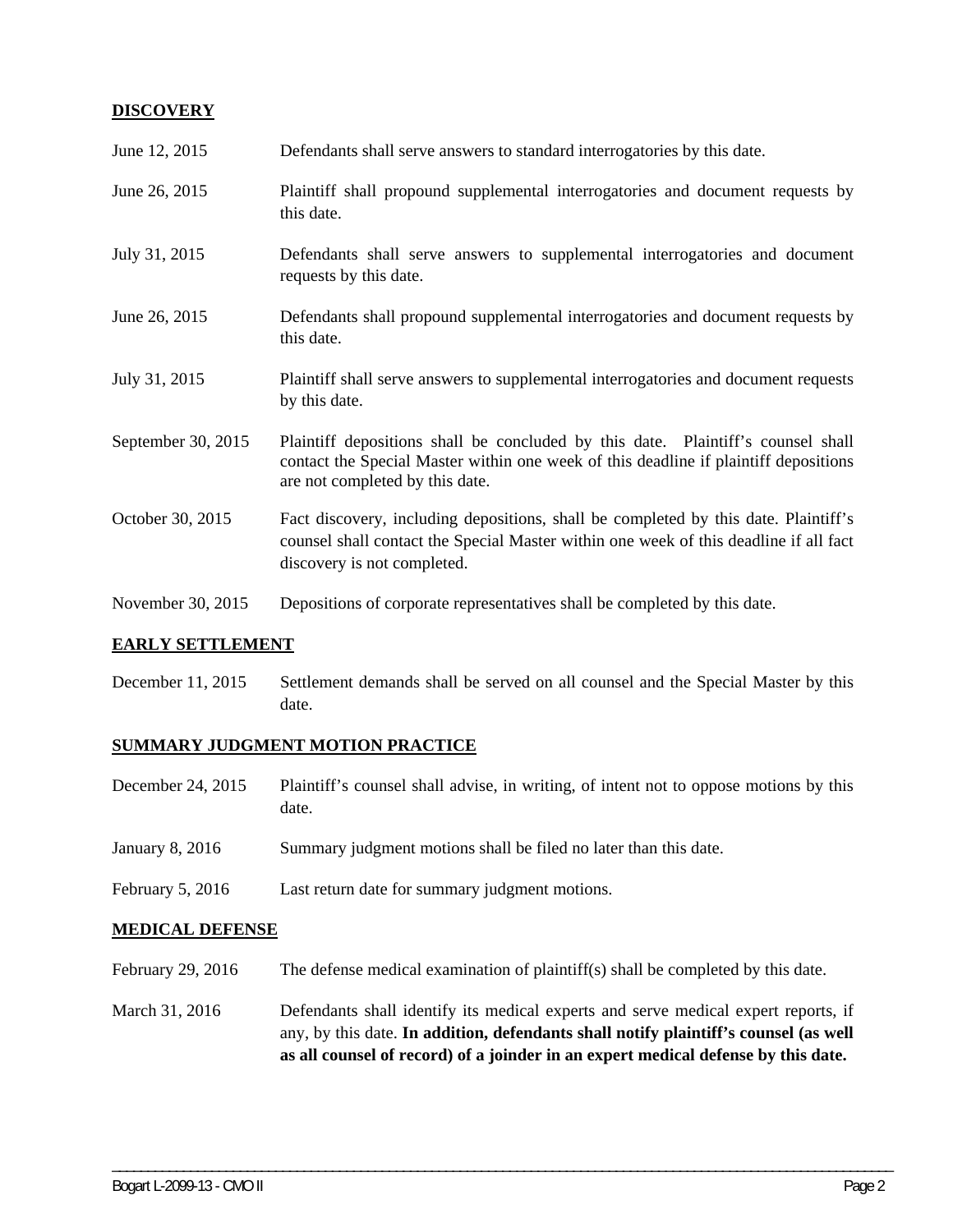## DISCOVERY

| | |
|---|---|
| June 12, 2015 | Defendants shall serve answers to standard interrogatories by this date. |
| June 26, 2015 | Plaintiff shall propound supplemental interrogatories and document requests by this date. |
| July 31, 2015 | Defendants shall serve answers to supplemental interrogatories and document requests by this date. |
| June 26, 2015 | Defendants shall propound supplemental interrogatories and document requests by this date. |
| July 31, 2015 | Plaintiff shall serve answers to supplemental interrogatories and document requests by this date. |
| September 30, 2015 | Plaintiff depositions shall be concluded by this date. Plaintiff's counsel shall contact the Special Master within one week of this deadline if plaintiff depositions are not completed by this date. |
| October 30, 2015 | Fact discovery, including depositions, shall be completed by this date. Plaintiff's counsel shall contact the Special Master within one week of this deadline if all fact discovery is not completed. |
| November 30, 2015 | Depositions of corporate representatives shall be completed by this date. |

## EARLY SETTLEMENT

| | |
|---|---|
| December 11, 2015 | Settlement demands shall be served on all counsel and the Special Master by this date. |

## SUMMARY JUDGMENT MOTION PRACTICE

| | |
|---|---|
| December 24, 2015 | Plaintiff's counsel shall advise, in writing, of intent not to oppose motions by this date. |
| January 8, 2016 | Summary judgment motions shall be filed no later than this date. |
| February 5, 2016 | Last return date for summary judgment motions. |

## MEDICAL DEFENSE

| | |
|---|---|
| February 29, 2016 | The defense medical examination of plaintiff(s) shall be completed by this date. |
| March 31, 2016 | Defendants shall identify its medical experts and serve medical expert reports, if any, by this date. **In addition, defendants shall notify plaintiff's counsel (as well as all counsel of record) of a joinder in an expert medical defense by this date.** |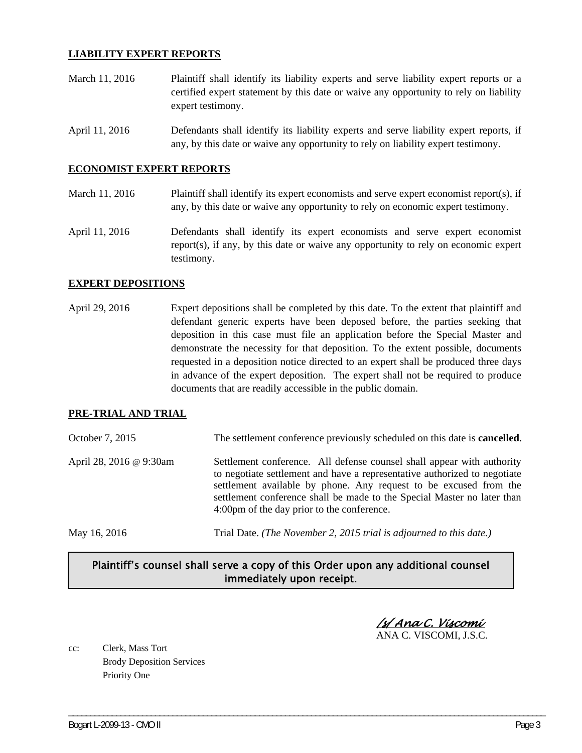**LIABILITY EXPERT REPORTS**

| | |
|---|---|
| March 11, 2016 | Plaintiff shall identify its liability experts and serve liability expert reports or a certified expert statement by this date or waive any opportunity to rely on liability expert testimony. |
| April 11, 2016 | Defendants shall identify its liability experts and serve liability expert reports, if any, by this date or waive any opportunity to rely on liability expert testimony. |

**ECONOMIST EXPERT REPORTS**

| | |
|---|---|
| March 11, 2016 | Plaintiff shall identify its expert economists and serve expert economist report(s), if any, by this date or waive any opportunity to rely on economic expert testimony. |
| April 11, 2016 | Defendants shall identify its expert economists and serve expert economist report(s), if any, by this date or waive any opportunity to rely on economic expert testimony. |

**EXPERT DEPOSITIONS**

| | |
|---|---|
| April 29, 2016 | Expert depositions shall be completed by this date. To the extent that plaintiff and defendant generic experts have been deposed before, the parties seeking that deposition in this case must file an application before the Special Master and demonstrate the necessity for that deposition. To the extent possible, documents requested in a deposition notice directed to an expert shall be produced three days in advance of the expert deposition. The expert shall not be required to produce documents that are readily accessible in the public domain. |

**PRE-TRIAL AND TRIAL**

| | |
|---|---|
| October 7, 2015 | The settlement conference previously scheduled on this date is **cancelled**. |
| April 28, 2016 @ 9:30am | Settlement conference. All defense counsel shall appear with authority to negotiate settlement and have a representative authorized to negotiate settlement available by phone. Any request to be excused from the settlement conference shall be made to the Special Master no later than 4:00pm of the day prior to the conference. |
| May 16, 2016 | Trial Date. *(The November 2, 2015 trial is adjourned to this date.)* |

**Plaintiff's counsel shall serve a copy of this Order upon any additional counsel immediately upon receipt.**

*/s/ Ana C. Viscomi*
ANA C. VISCOMI, J.S.C.

cc: Clerk, Mass Tort
Brody Deposition Services
Priority One